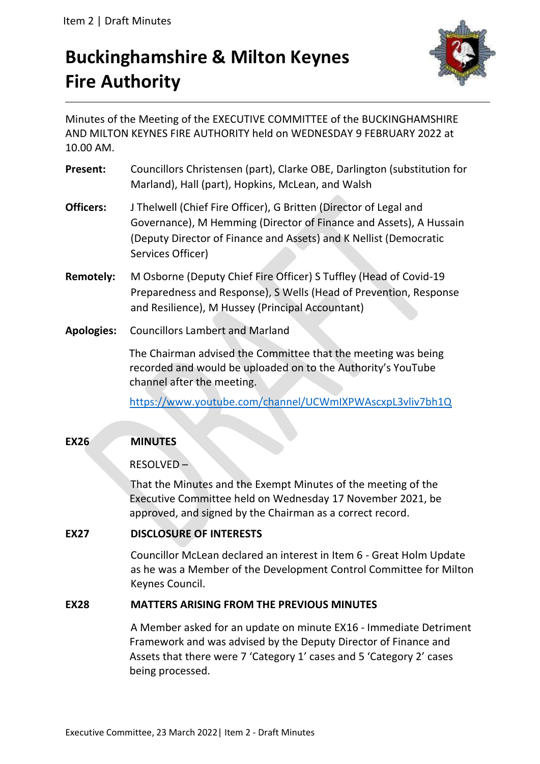# Buckinghamshire & Milton Keynes Fire Authority

Minutes of the Meeting of the EXECUTIVE COMMITTEE of the BUCKINGHAMSHIRE AND MILTON KEYNES FIRE AUTHORITY held on WEDNESDAY 9 FEBRUARY 2022 at 10.00 AM.

**Present:** Councillors Christensen (part), Clarke OBE, Darlington (substitution for Marland), Hall (part), Hopkins, McLean, and Walsh

**Officers:** J Thelwell (Chief Fire Officer), G Britten (Director of Legal and Governance), M Hemming (Director of Finance and Assets), A Hussain (Deputy Director of Finance and Assets) and K Nellist (Democratic Services Officer)

**Remotely:** M Osborne (Deputy Chief Fire Officer) S Tuffley (Head of Covid-19 Preparedness and Response), S Wells (Head of Prevention, Response and Resilience), M Hussey (Principal Accountant)

**Apologies:** Councillors Lambert and Marland

The Chairman advised the Committee that the meeting was being recorded and would be uploaded on to the Authority's YouTube channel after the meeting.

https://www.youtube.com/channel/UCWmIXPWAscxpL3vliv7bh1Q

**EX26 MINUTES**

RESOLVED –

That the Minutes and the Exempt Minutes of the meeting of the Executive Committee held on Wednesday 17 November 2021, be approved, and signed by the Chairman as a correct record.

**EX27 DISCLOSURE OF INTERESTS**

Councillor McLean declared an interest in Item 6 - Great Holm Update as he was a Member of the Development Control Committee for Milton Keynes Council.

**EX28 MATTERS ARISING FROM THE PREVIOUS MINUTES**

A Member asked for an update on minute EX16 - Immediate Detriment Framework and was advised by the Deputy Director of Finance and Assets that there were 7 'Category 1' cases and 5 'Category 2' cases being processed.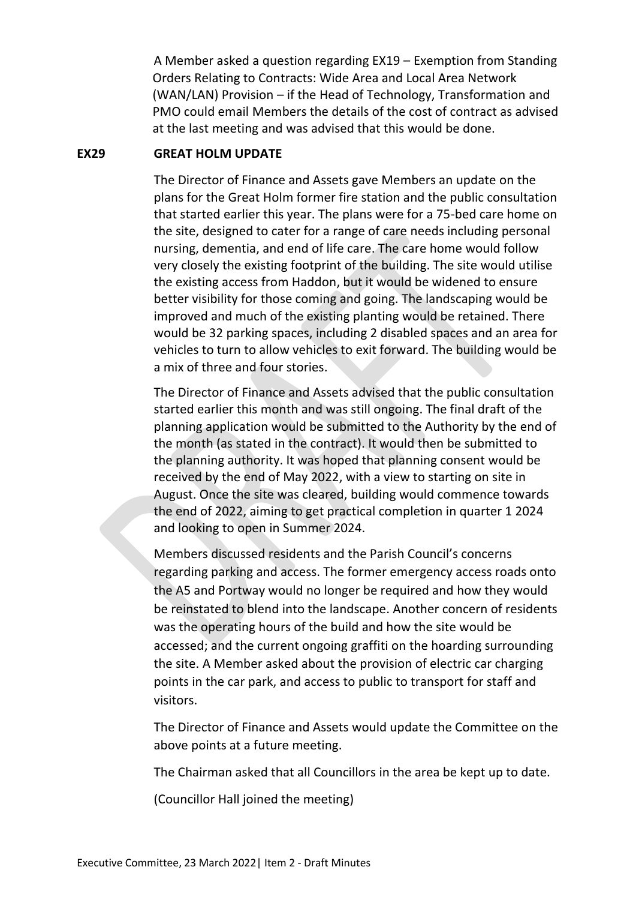A Member asked a question regarding EX19 – Exemption from Standing Orders Relating to Contracts: Wide Area and Local Area Network (WAN/LAN) Provision – if the Head of Technology, Transformation and PMO could email Members the details of the cost of contract as advised at the last meeting and was advised that this would be done.

**EX29 GREAT HOLM UPDATE**

The Director of Finance and Assets gave Members an update on the plans for the Great Holm former fire station and the public consultation that started earlier this year. The plans were for a 75-bed care home on the site, designed to cater for a range of care needs including personal nursing, dementia, and end of life care. The care home would follow very closely the existing footprint of the building. The site would utilise the existing access from Haddon, but it would be widened to ensure better visibility for those coming and going. The landscaping would be improved and much of the existing planting would be retained. There would be 32 parking spaces, including 2 disabled spaces and an area for vehicles to turn to allow vehicles to exit forward. The building would be a mix of three and four stories.

The Director of Finance and Assets advised that the public consultation started earlier this month and was still ongoing. The final draft of the planning application would be submitted to the Authority by the end of the month (as stated in the contract). It would then be submitted to the planning authority. It was hoped that planning consent would be received by the end of May 2022, with a view to starting on site in August. Once the site was cleared, building would commence towards the end of 2022, aiming to get practical completion in quarter 1 2024 and looking to open in Summer 2024.

Members discussed residents and the Parish Council's concerns regarding parking and access. The former emergency access roads onto the A5 and Portway would no longer be required and how they would be reinstated to blend into the landscape. Another concern of residents was the operating hours of the build and how the site would be accessed; and the current ongoing graffiti on the hoarding surrounding the site. A Member asked about the provision of electric car charging points in the car park, and access to public to transport for staff and visitors.

The Director of Finance and Assets would update the Committee on the above points at a future meeting.

The Chairman asked that all Councillors in the area be kept up to date.

(Councillor Hall joined the meeting)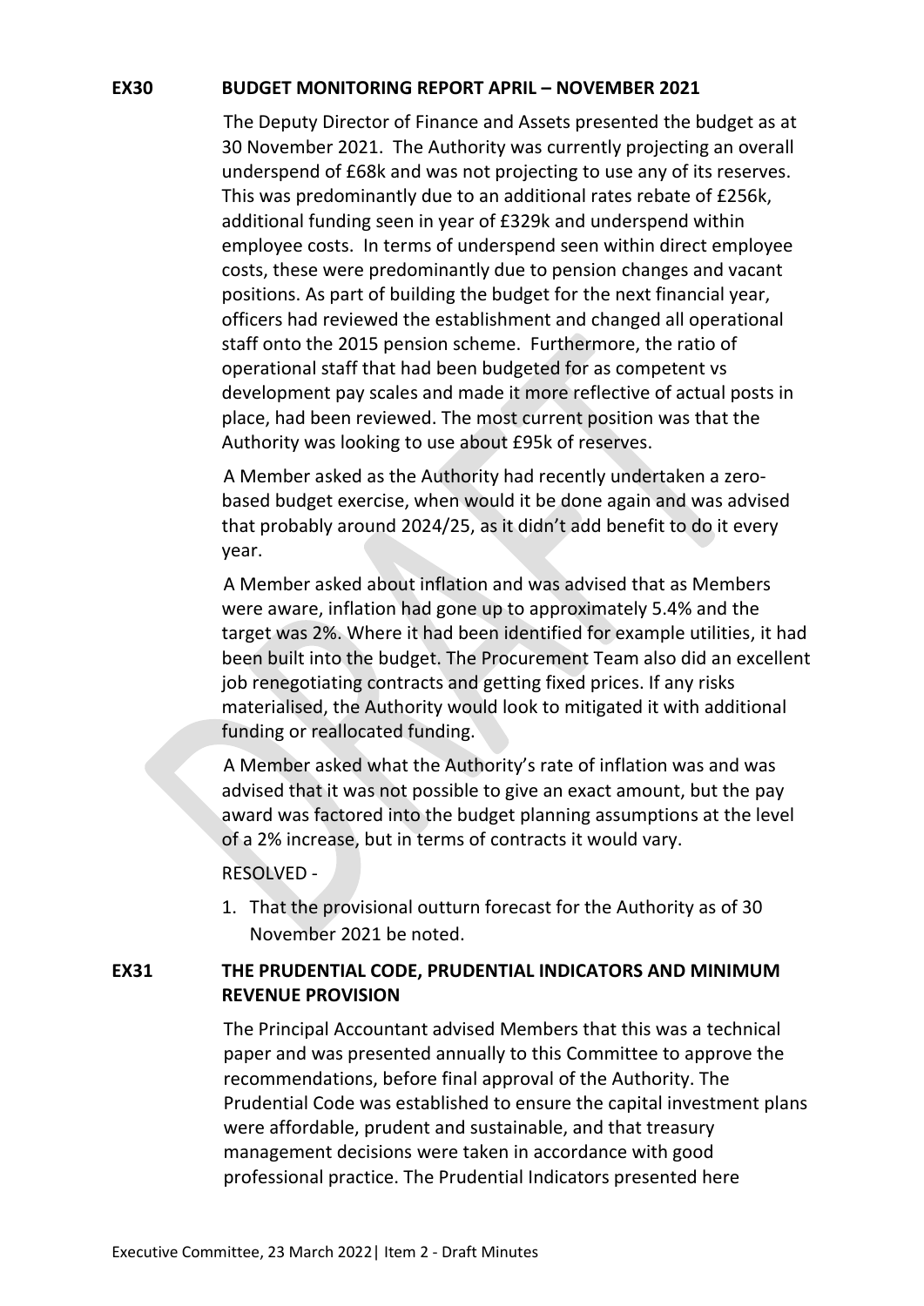**EX30 BUDGET MONITORING REPORT APRIL – NOVEMBER 2021**

The Deputy Director of Finance and Assets presented the budget as at 30 November 2021. The Authority was currently projecting an overall underspend of £68k and was not projecting to use any of its reserves. This was predominantly due to an additional rates rebate of £256k, additional funding seen in year of £329k and underspend within employee costs. In terms of underspend seen within direct employee costs, these were predominantly due to pension changes and vacant positions. As part of building the budget for the next financial year, officers had reviewed the establishment and changed all operational staff onto the 2015 pension scheme. Furthermore, the ratio of operational staff that had been budgeted for as competent vs development pay scales and made it more reflective of actual posts in place, had been reviewed. The most current position was that the Authority was looking to use about £95k of reserves.

A Member asked as the Authority had recently undertaken a zero-based budget exercise, when would it be done again and was advised that probably around 2024/25, as it didn't add benefit to do it every year.

A Member asked about inflation and was advised that as Members were aware, inflation had gone up to approximately 5.4% and the target was 2%. Where it had been identified for example utilities, it had been built into the budget. The Procurement Team also did an excellent job renegotiating contracts and getting fixed prices. If any risks materialised, the Authority would look to mitigated it with additional funding or reallocated funding.

A Member asked what the Authority's rate of inflation was and was advised that it was not possible to give an exact amount, but the pay award was factored into the budget planning assumptions at the level of a 2% increase, but in terms of contracts it would vary.

RESOLVED -

1. That the provisional outturn forecast for the Authority as of 30 November 2021 be noted.

**EX31 THE PRUDENTIAL CODE, PRUDENTIAL INDICATORS AND MINIMUM REVENUE PROVISION**

The Principal Accountant advised Members that this was a technical paper and was presented annually to this Committee to approve the recommendations, before final approval of the Authority. The Prudential Code was established to ensure the capital investment plans were affordable, prudent and sustainable, and that treasury management decisions were taken in accordance with good professional practice. The Prudential Indicators presented here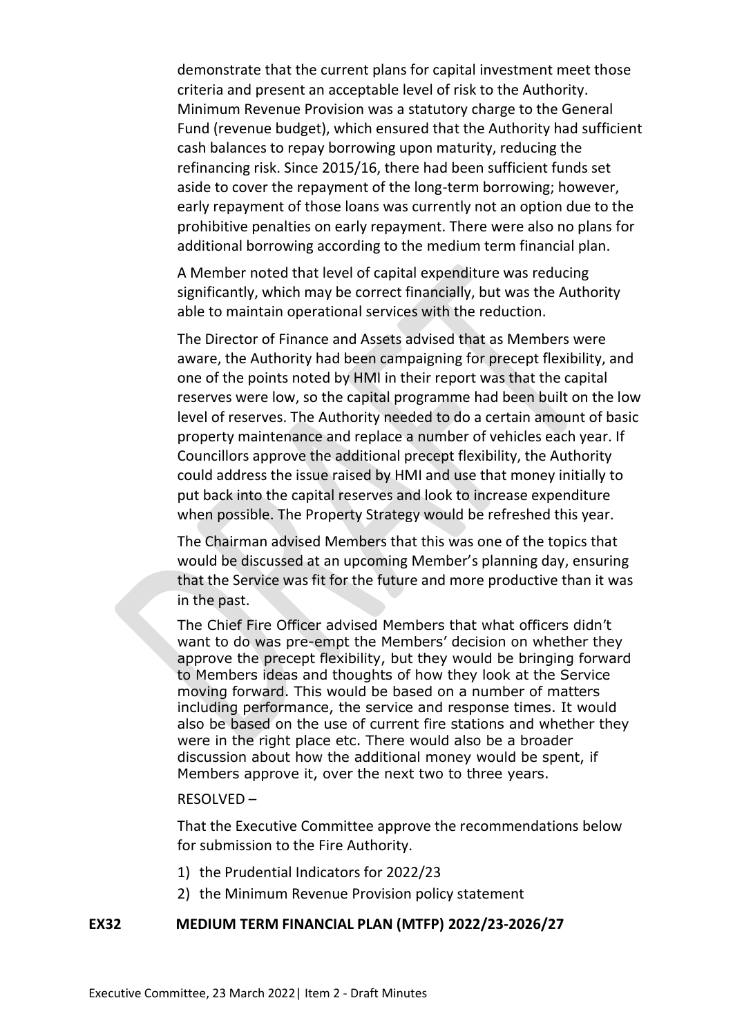demonstrate that the current plans for capital investment meet those criteria and present an acceptable level of risk to the Authority. Minimum Revenue Provision was a statutory charge to the General Fund (revenue budget), which ensured that the Authority had sufficient cash balances to repay borrowing upon maturity, reducing the refinancing risk. Since 2015/16, there had been sufficient funds set aside to cover the repayment of the long-term borrowing; however, early repayment of those loans was currently not an option due to the prohibitive penalties on early repayment. There were also no plans for additional borrowing according to the medium term financial plan.

A Member noted that level of capital expenditure was reducing significantly, which may be correct financially, but was the Authority able to maintain operational services with the reduction.

The Director of Finance and Assets advised that as Members were aware, the Authority had been campaigning for precept flexibility, and one of the points noted by HMI in their report was that the capital reserves were low, so the capital programme had been built on the low level of reserves. The Authority needed to do a certain amount of basic property maintenance and replace a number of vehicles each year. If Councillors approve the additional precept flexibility, the Authority could address the issue raised by HMI and use that money initially to put back into the capital reserves and look to increase expenditure when possible. The Property Strategy would be refreshed this year.

The Chairman advised Members that this was one of the topics that would be discussed at an upcoming Member's planning day, ensuring that the Service was fit for the future and more productive than it was in the past.

The Chief Fire Officer advised Members that what officers didn't want to do was pre-empt the Members' decision on whether they approve the precept flexibility, but they would be bringing forward to Members ideas and thoughts of how they look at the Service moving forward. This would be based on a number of matters including performance, the service and response times. It would also be based on the use of current fire stations and whether they were in the right place etc. There would also be a broader discussion about how the additional money would be spent, if Members approve it, over the next two to three years.

RESOLVED –

That the Executive Committee approve the recommendations below for submission to the Fire Authority.

1) the Prudential Indicators for 2022/23
2) the Minimum Revenue Provision policy statement

## EX32 MEDIUM TERM FINANCIAL PLAN (MTFP) 2022/23-2026/27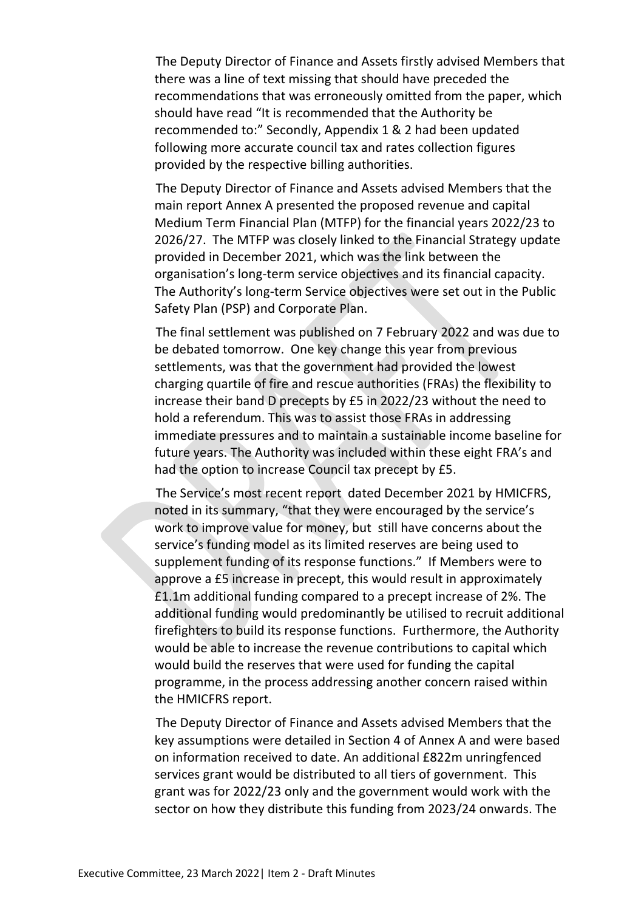The Deputy Director of Finance and Assets firstly advised Members that there was a line of text missing that should have preceded the recommendations that was erroneously omitted from the paper, which should have read "It is recommended that the Authority be recommended to:" Secondly, Appendix 1 & 2 had been updated following more accurate council tax and rates collection figures provided by the respective billing authorities.

The Deputy Director of Finance and Assets advised Members that the main report Annex A presented the proposed revenue and capital Medium Term Financial Plan (MTFP) for the financial years 2022/23 to 2026/27. The MTFP was closely linked to the Financial Strategy update provided in December 2021, which was the link between the organisation's long-term service objectives and its financial capacity. The Authority's long-term Service objectives were set out in the Public Safety Plan (PSP) and Corporate Plan.

The final settlement was published on 7 February 2022 and was due to be debated tomorrow. One key change this year from previous settlements, was that the government had provided the lowest charging quartile of fire and rescue authorities (FRAs) the flexibility to increase their band D precepts by £5 in 2022/23 without the need to hold a referendum. This was to assist those FRAs in addressing immediate pressures and to maintain a sustainable income baseline for future years. The Authority was included within these eight FRA's and had the option to increase Council tax precept by £5.

The Service's most recent report dated December 2021 by HMICFRS, noted in its summary, "that they were encouraged by the service's work to improve value for money, but still have concerns about the service's funding model as its limited reserves are being used to supplement funding of its response functions." If Members were to approve a £5 increase in precept, this would result in approximately £1.1m additional funding compared to a precept increase of 2%. The additional funding would predominantly be utilised to recruit additional firefighters to build its response functions. Furthermore, the Authority would be able to increase the revenue contributions to capital which would build the reserves that were used for funding the capital programme, in the process addressing another concern raised within the HMICFRS report.

The Deputy Director of Finance and Assets advised Members that the key assumptions were detailed in Section 4 of Annex A and were based on information received to date. An additional £822m unringfenced services grant would be distributed to all tiers of government. This grant was for 2022/23 only and the government would work with the sector on how they distribute this funding from 2023/24 onwards. The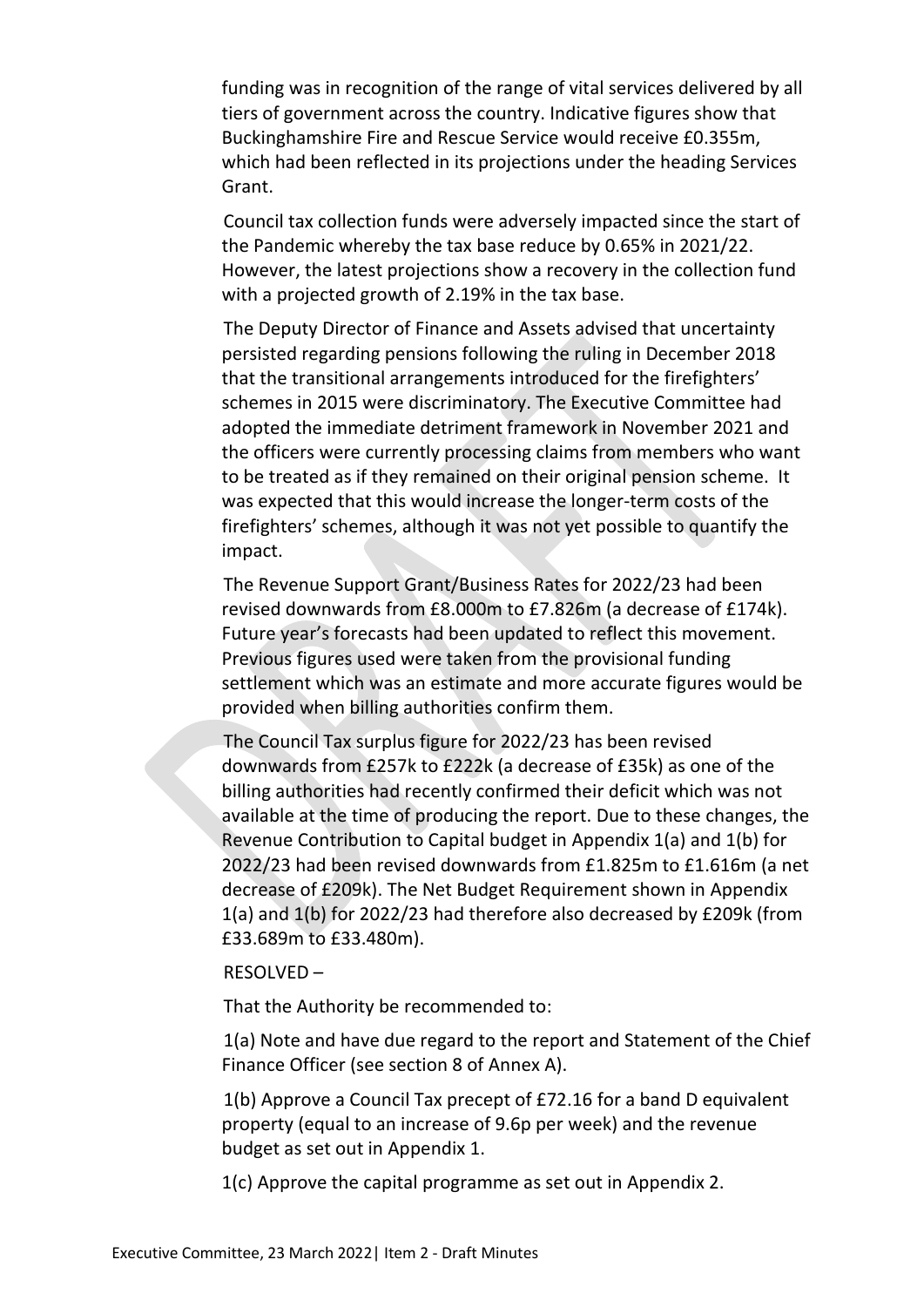funding was in recognition of the range of vital services delivered by all tiers of government across the country. Indicative figures show that Buckinghamshire Fire and Rescue Service would receive £0.355m, which had been reflected in its projections under the heading Services Grant.

Council tax collection funds were adversely impacted since the start of the Pandemic whereby the tax base reduce by 0.65% in 2021/22. However, the latest projections show a recovery in the collection fund with a projected growth of 2.19% in the tax base.

The Deputy Director of Finance and Assets advised that uncertainty persisted regarding pensions following the ruling in December 2018 that the transitional arrangements introduced for the firefighters' schemes in 2015 were discriminatory. The Executive Committee had adopted the immediate detriment framework in November 2021 and the officers were currently processing claims from members who want to be treated as if they remained on their original pension scheme. It was expected that this would increase the longer-term costs of the firefighters' schemes, although it was not yet possible to quantify the impact.

The Revenue Support Grant/Business Rates for 2022/23 had been revised downwards from £8.000m to £7.826m (a decrease of £174k). Future year's forecasts had been updated to reflect this movement. Previous figures used were taken from the provisional funding settlement which was an estimate and more accurate figures would be provided when billing authorities confirm them.

The Council Tax surplus figure for 2022/23 has been revised downwards from £257k to £222k (a decrease of £35k) as one of the billing authorities had recently confirmed their deficit which was not available at the time of producing the report. Due to these changes, the Revenue Contribution to Capital budget in Appendix 1(a) and 1(b) for 2022/23 had been revised downwards from £1.825m to £1.616m (a net decrease of £209k). The Net Budget Requirement shown in Appendix 1(a) and 1(b) for 2022/23 had therefore also decreased by £209k (from £33.689m to £33.480m).

RESOLVED –

That the Authority be recommended to:

1(a) Note and have due regard to the report and Statement of the Chief Finance Officer (see section 8 of Annex A).

1(b) Approve a Council Tax precept of £72.16 for a band D equivalent property (equal to an increase of 9.6p per week) and the revenue budget as set out in Appendix 1.

1(c) Approve the capital programme as set out in Appendix 2.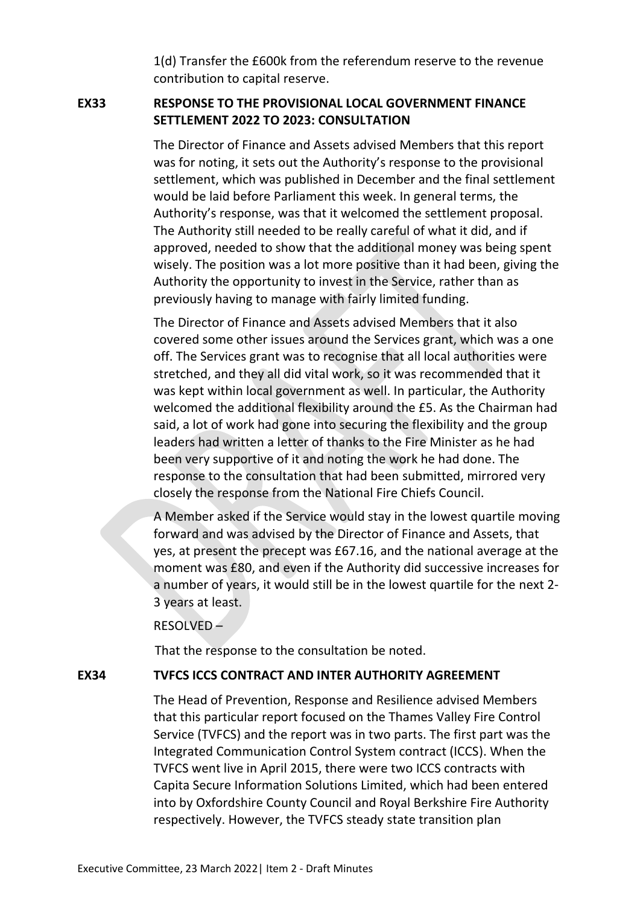1(d) Transfer the £600k from the referendum reserve to the revenue contribution to capital reserve.

**EX33 RESPONSE TO THE PROVISIONAL LOCAL GOVERNMENT FINANCE SETTLEMENT 2022 TO 2023: CONSULTATION**

The Director of Finance and Assets advised Members that this report was for noting, it sets out the Authority's response to the provisional settlement, which was published in December and the final settlement would be laid before Parliament this week. In general terms, the Authority's response, was that it welcomed the settlement proposal. The Authority still needed to be really careful of what it did, and if approved, needed to show that the additional money was being spent wisely. The position was a lot more positive than it had been, giving the Authority the opportunity to invest in the Service, rather than as previously having to manage with fairly limited funding.

The Director of Finance and Assets advised Members that it also covered some other issues around the Services grant, which was a one off. The Services grant was to recognise that all local authorities were stretched, and they all did vital work, so it was recommended that it was kept within local government as well. In particular, the Authority welcomed the additional flexibility around the £5. As the Chairman had said, a lot of work had gone into securing the flexibility and the group leaders had written a letter of thanks to the Fire Minister as he had been very supportive of it and noting the work he had done. The response to the consultation that had been submitted, mirrored very closely the response from the National Fire Chiefs Council.

A Member asked if the Service would stay in the lowest quartile moving forward and was advised by the Director of Finance and Assets, that yes, at present the precept was £67.16, and the national average at the moment was £80, and even if the Authority did successive increases for a number of years, it would still be in the lowest quartile for the next 2-3 years at least.

RESOLVED –

That the response to the consultation be noted.

**EX34 TVFCS ICCS CONTRACT AND INTER AUTHORITY AGREEMENT**

The Head of Prevention, Response and Resilience advised Members that this particular report focused on the Thames Valley Fire Control Service (TVFCS) and the report was in two parts. The first part was the Integrated Communication Control System contract (ICCS). When the TVFCS went live in April 2015, there were two ICCS contracts with Capita Secure Information Solutions Limited, which had been entered into by Oxfordshire County Council and Royal Berkshire Fire Authority respectively. However, the TVFCS steady state transition plan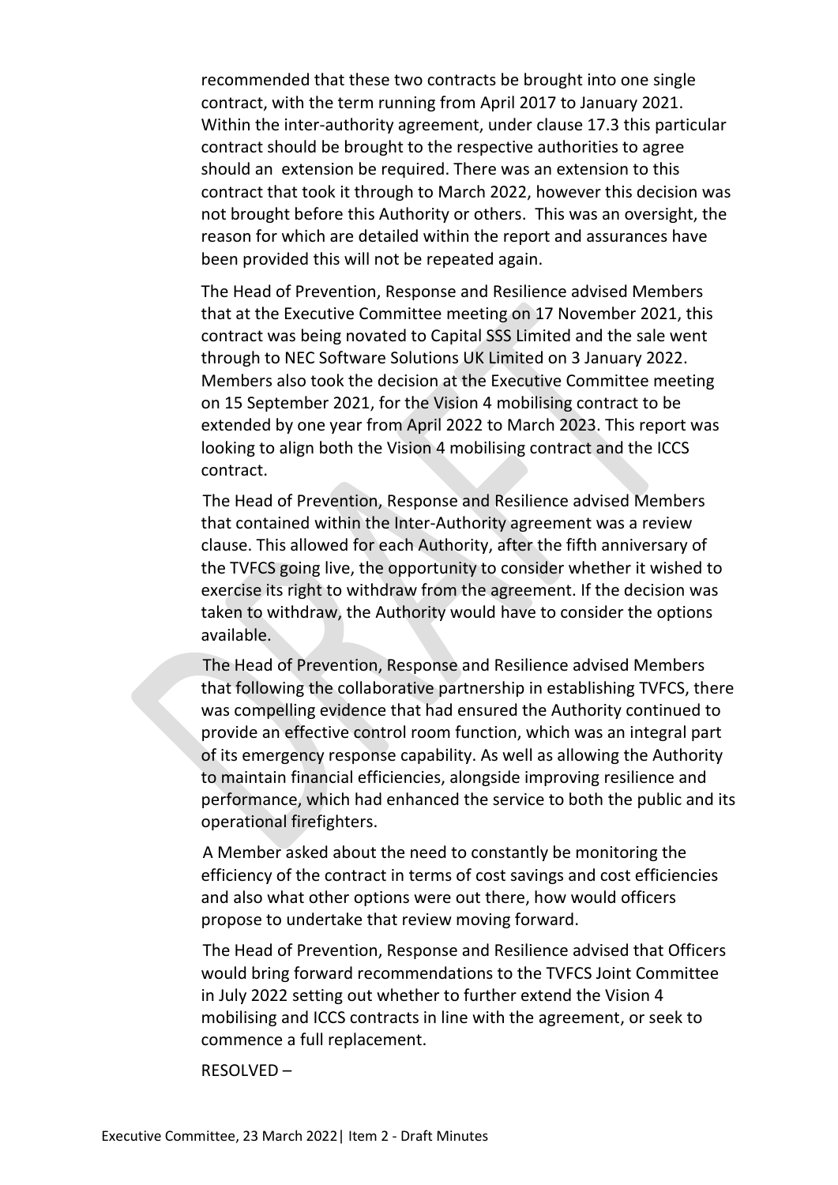recommended that these two contracts be brought into one single contract, with the term running from April 2017 to January 2021. Within the inter-authority agreement, under clause 17.3 this particular contract should be brought to the respective authorities to agree should an extension be required. There was an extension to this contract that took it through to March 2022, however this decision was not brought before this Authority or others. This was an oversight, the reason for which are detailed within the report and assurances have been provided this will not be repeated again.

The Head of Prevention, Response and Resilience advised Members that at the Executive Committee meeting on 17 November 2021, this contract was being novated to Capital SSS Limited and the sale went through to NEC Software Solutions UK Limited on 3 January 2022. Members also took the decision at the Executive Committee meeting on 15 September 2021, for the Vision 4 mobilising contract to be extended by one year from April 2022 to March 2023. This report was looking to align both the Vision 4 mobilising contract and the ICCS contract.

The Head of Prevention, Response and Resilience advised Members that contained within the Inter-Authority agreement was a review clause. This allowed for each Authority, after the fifth anniversary of the TVFCS going live, the opportunity to consider whether it wished to exercise its right to withdraw from the agreement. If the decision was taken to withdraw, the Authority would have to consider the options available.

The Head of Prevention, Response and Resilience advised Members that following the collaborative partnership in establishing TVFCS, there was compelling evidence that had ensured the Authority continued to provide an effective control room function, which was an integral part of its emergency response capability. As well as allowing the Authority to maintain financial efficiencies, alongside improving resilience and performance, which had enhanced the service to both the public and its operational firefighters.

A Member asked about the need to constantly be monitoring the efficiency of the contract in terms of cost savings and cost efficiencies and also what other options were out there, how would officers propose to undertake that review moving forward.

The Head of Prevention, Response and Resilience advised that Officers would bring forward recommendations to the TVFCS Joint Committee in July 2022 setting out whether to further extend the Vision 4 mobilising and ICCS contracts in line with the agreement, or seek to commence a full replacement.

RESOLVED –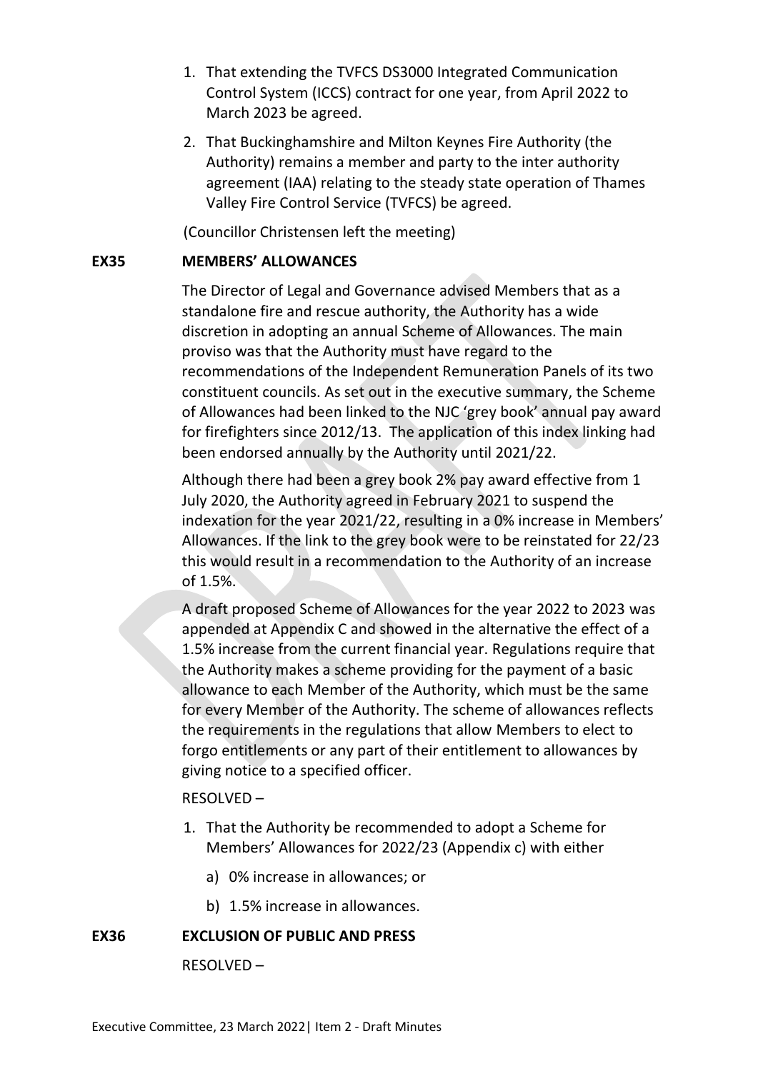1. That extending the TVFCS DS3000 Integrated Communication Control System (ICCS) contract for one year, from April 2022 to March 2023 be agreed.
2. That Buckinghamshire and Milton Keynes Fire Authority (the Authority) remains a member and party to the inter authority agreement (IAA) relating to the steady state operation of Thames Valley Fire Control Service (TVFCS) be agreed.

(Councillor Christensen left the meeting)

**EX35 MEMBERS' ALLOWANCES**

The Director of Legal and Governance advised Members that as a standalone fire and rescue authority, the Authority has a wide discretion in adopting an annual Scheme of Allowances. The main proviso was that the Authority must have regard to the recommendations of the Independent Remuneration Panels of its two constituent councils. As set out in the executive summary, the Scheme of Allowances had been linked to the NJC 'grey book' annual pay award for firefighters since 2012/13. The application of this index linking had been endorsed annually by the Authority until 2021/22.

Although there had been a grey book 2% pay award effective from 1 July 2020, the Authority agreed in February 2021 to suspend the indexation for the year 2021/22, resulting in a 0% increase in Members' Allowances. If the link to the grey book were to be reinstated for 22/23 this would result in a recommendation to the Authority of an increase of 1.5%.

A draft proposed Scheme of Allowances for the year 2022 to 2023 was appended at Appendix C and showed in the alternative the effect of a 1.5% increase from the current financial year. Regulations require that the Authority makes a scheme providing for the payment of a basic allowance to each Member of the Authority, which must be the same for every Member of the Authority. The scheme of allowances reflects the requirements in the regulations that allow Members to elect to forgo entitlements or any part of their entitlement to allowances by giving notice to a specified officer.

RESOLVED –

1. That the Authority be recommended to adopt a Scheme for Members' Allowances for 2022/23 (Appendix c) with either
   a) 0% increase in allowances; or
   b) 1.5% increase in allowances.

**EX36 EXCLUSION OF PUBLIC AND PRESS**

RESOLVED –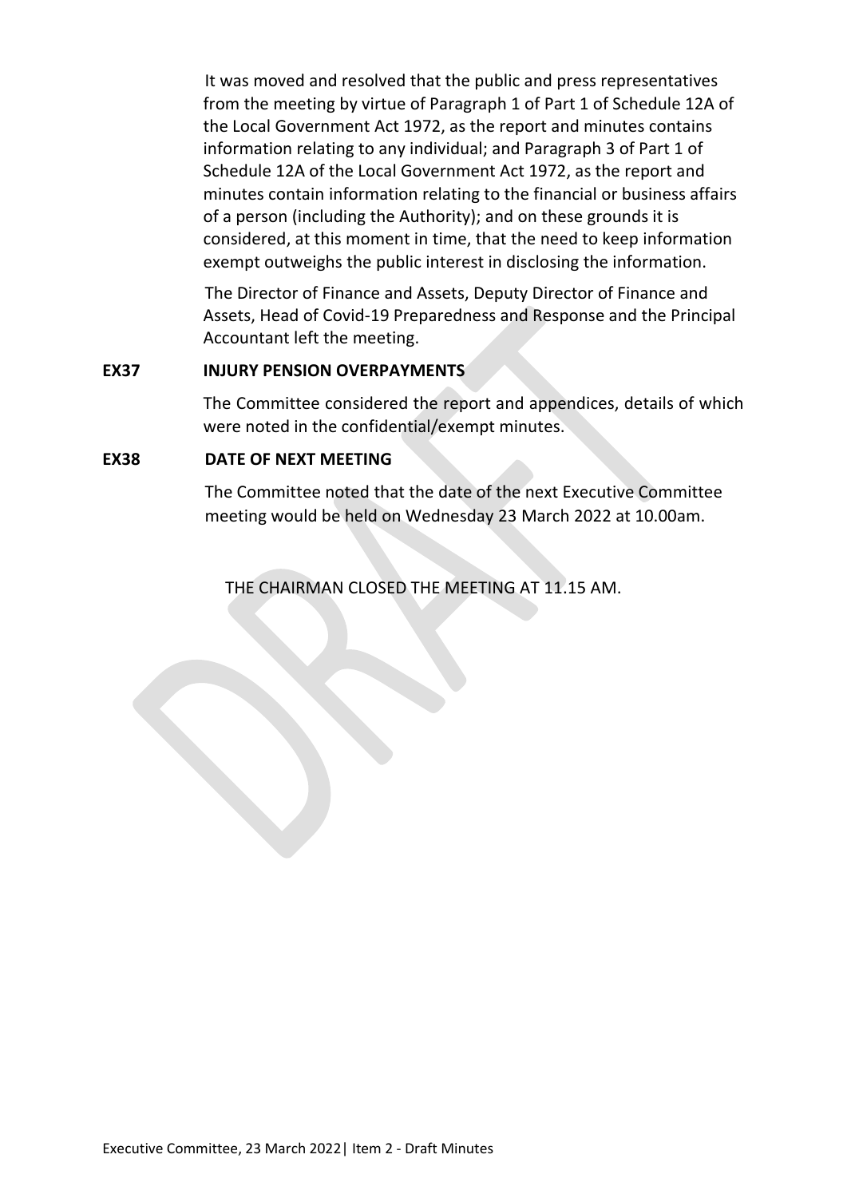It was moved and resolved that the public and press representatives from the meeting by virtue of Paragraph 1 of Part 1 of Schedule 12A of the Local Government Act 1972, as the report and minutes contains information relating to any individual; and Paragraph 3 of Part 1 of Schedule 12A of the Local Government Act 1972, as the report and minutes contain information relating to the financial or business affairs of a person (including the Authority); and on these grounds it is considered, at this moment in time, that the need to keep information exempt outweighs the public interest in disclosing the information.

The Director of Finance and Assets, Deputy Director of Finance and Assets, Head of Covid-19 Preparedness and Response and the Principal Accountant left the meeting.

**EX37 INJURY PENSION OVERPAYMENTS**

The Committee considered the report and appendices, details of which were noted in the confidential/exempt minutes.

**EX38 DATE OF NEXT MEETING**

The Committee noted that the date of the next Executive Committee meeting would be held on Wednesday 23 March 2022 at 10.00am.

THE CHAIRMAN CLOSED THE MEETING AT 11.15 AM.